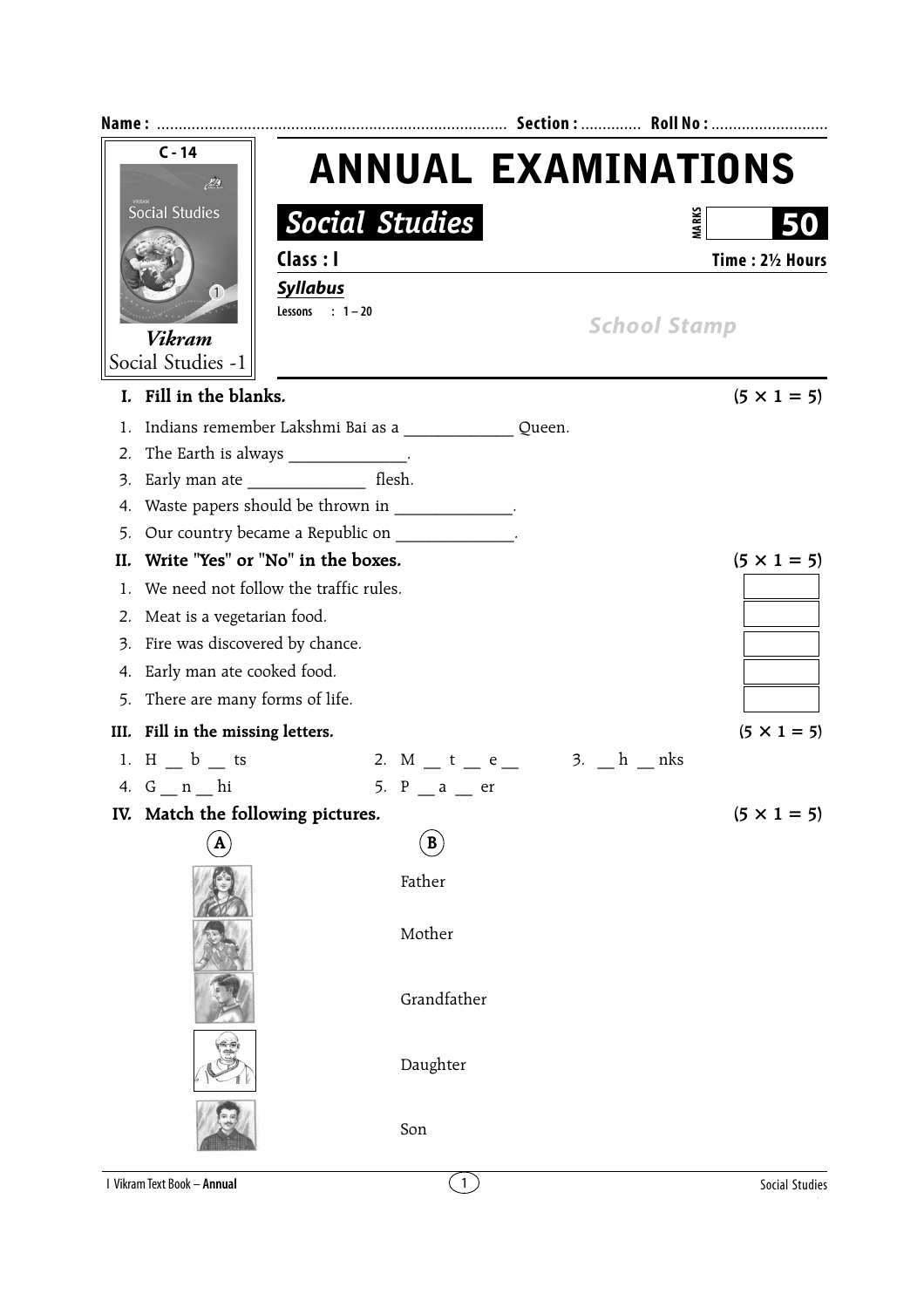Name : ................................................................................ Section : ............. Roll No : ...........................

C - 14

Vikram
Social Studies -1

# ANNUAL EXAMINATIONS

## Social Studies

MARKS **50**

**Class : I** **Time : 2½ Hours**

***Syllabus***

Lessons : 1 – 20

School Stamp

**I. Fill in the blanks.** **(5 × 1 = 5)**

1. Indians remember Lakshmi Bai as a _____________ Queen.
2. The Earth is always _____________.
3. Early man ate _____________ flesh.
4. Waste papers should be thrown in _____________.
5. Our country became a Republic on _____________.

**II. Write "Yes" or "No" in the boxes.** **(5 × 1 = 5)**

1. We need not follow the traffic rules. [ ]
2. Meat is a vegetarian food. [ ]
3. Fire was discovered by chance. [ ]
4. Early man ate cooked food. [ ]
5. There are many forms of life. [ ]

**III. Fill in the missing letters.** **(5 × 1 = 5)**

1. H __ b __ ts
2. M __ t __ e __
3. __ h __ nks
4. G __ n __ hi
5. P __ a __ er

**IV. Match the following pictures.** **(5 × 1 = 5)**

| A | B |
|---|---|
| | Father |
| | Mother |
| | Grandfather |
| | Daughter |
| | Son |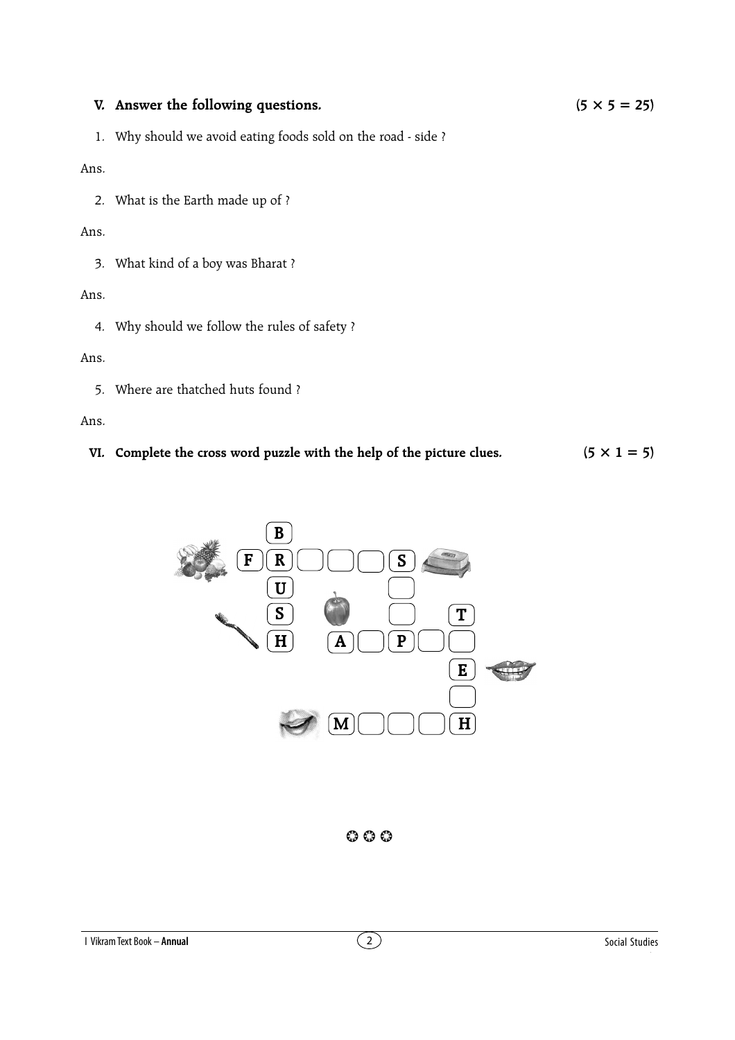**V. Answer the following questions.** **(5 × 5 = 25)**

1. Why should we avoid eating foods sold on the road - side ?

Ans.

2. What is the Earth made up of ?

Ans.

3. What kind of a boy was Bharat ?

Ans.

4. Why should we follow the rules of safety ?

Ans.

5. Where are thatched huts found ?

Ans.

**VI. Complete the cross word puzzle with the help of the picture clues.** **(5 × 1 = 5)**

B

F R _ _ _ S

U _

S _ T

H A _ P _ _

E

_

M _ _ _ H